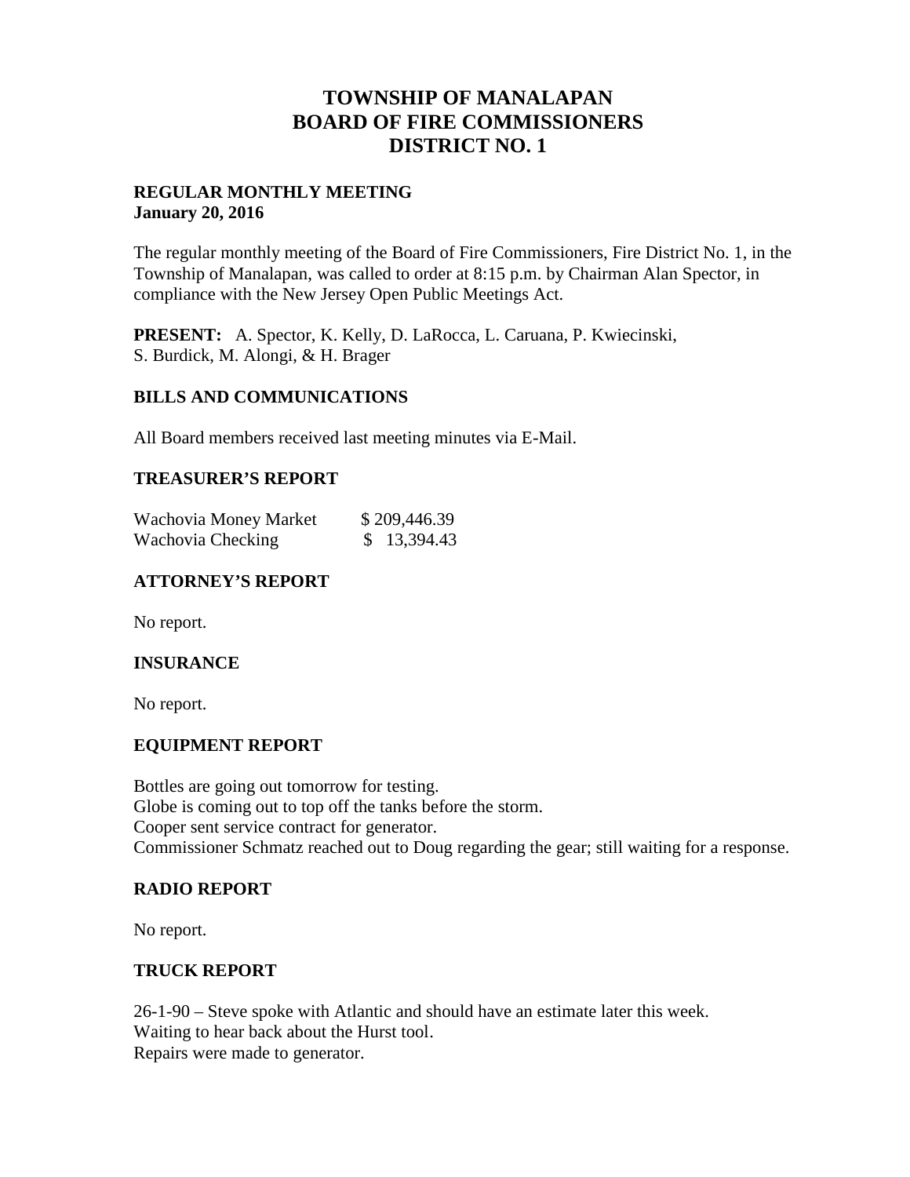# TOWNSHIP OF MANALAPAN
# BOARD OF FIRE COMMISSIONERS
# DISTRICT NO. 1

**REGULAR MONTHLY MEETING**
**January 20, 2016**

The regular monthly meeting of the Board of Fire Commissioners, Fire District No. 1, in the Township of Manalapan, was called to order at 8:15 p.m. by Chairman Alan Spector, in compliance with the New Jersey Open Public Meetings Act.

**PRESENT:** A. Spector, K. Kelly, D. LaRocca, L. Caruana, P. Kwiecinski, S. Burdick, M. Alongi, & H. Brager

## BILLS AND COMMUNICATIONS

All Board members received last meeting minutes via E-Mail.

## TREASURER'S REPORT

| | |
|---|---|
| Wachovia Money Market | $ 209,446.39 |
| Wachovia Checking | $ 13,394.43 |

## ATTORNEY'S REPORT

No report.

## INSURANCE

No report.

## EQUIPMENT REPORT

Bottles are going out tomorrow for testing.
Globe is coming out to top off the tanks before the storm.
Cooper sent service contract for generator.
Commissioner Schmatz reached out to Doug regarding the gear; still waiting for a response.

## RADIO REPORT

No report.

## TRUCK REPORT

26-1-90 – Steve spoke with Atlantic and should have an estimate later this week.
Waiting to hear back about the Hurst tool.
Repairs were made to generator.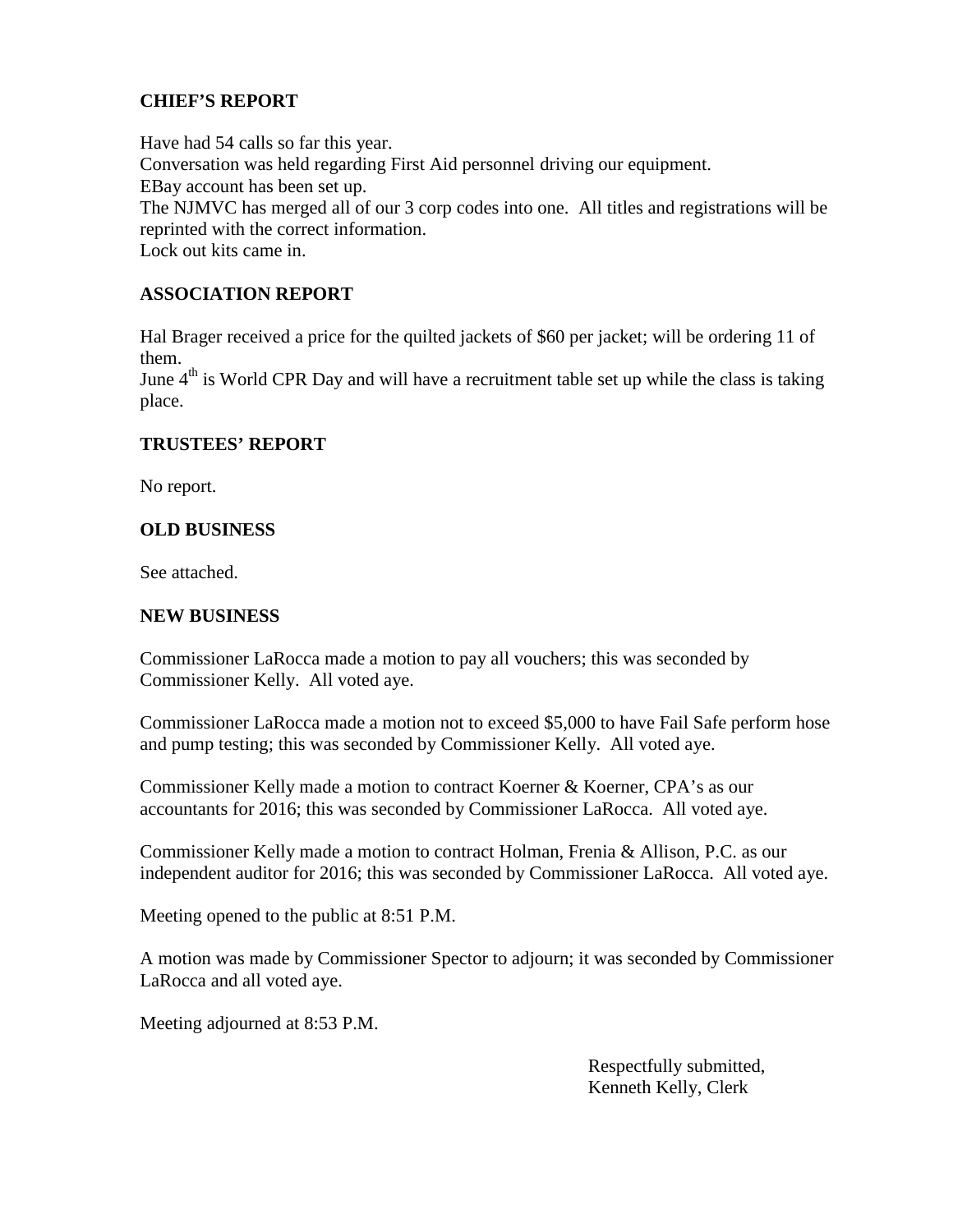**CHIEF'S REPORT**

Have had 54 calls so far this year.
Conversation was held regarding First Aid personnel driving our equipment.
EBay account has been set up.
The NJMVC has merged all of our 3 corp codes into one. All titles and registrations will be reprinted with the correct information.
Lock out kits came in.

**ASSOCIATION REPORT**

Hal Brager received a price for the quilted jackets of $60 per jacket; will be ordering 11 of them.
June 4th is World CPR Day and will have a recruitment table set up while the class is taking place.

**TRUSTEES' REPORT**

No report.

**OLD BUSINESS**

See attached.

**NEW BUSINESS**

Commissioner LaRocca made a motion to pay all vouchers; this was seconded by Commissioner Kelly. All voted aye.

Commissioner LaRocca made a motion not to exceed $5,000 to have Fail Safe perform hose and pump testing; this was seconded by Commissioner Kelly. All voted aye.

Commissioner Kelly made a motion to contract Koerner & Koerner, CPA's as our accountants for 2016; this was seconded by Commissioner LaRocca. All voted aye.

Commissioner Kelly made a motion to contract Holman, Frenia & Allison, P.C. as our independent auditor for 2016; this was seconded by Commissioner LaRocca. All voted aye.

Meeting opened to the public at 8:51 P.M.

A motion was made by Commissioner Spector to adjourn; it was seconded by Commissioner LaRocca and all voted aye.

Meeting adjourned at 8:53 P.M.

Respectfully submitted,
Kenneth Kelly, Clerk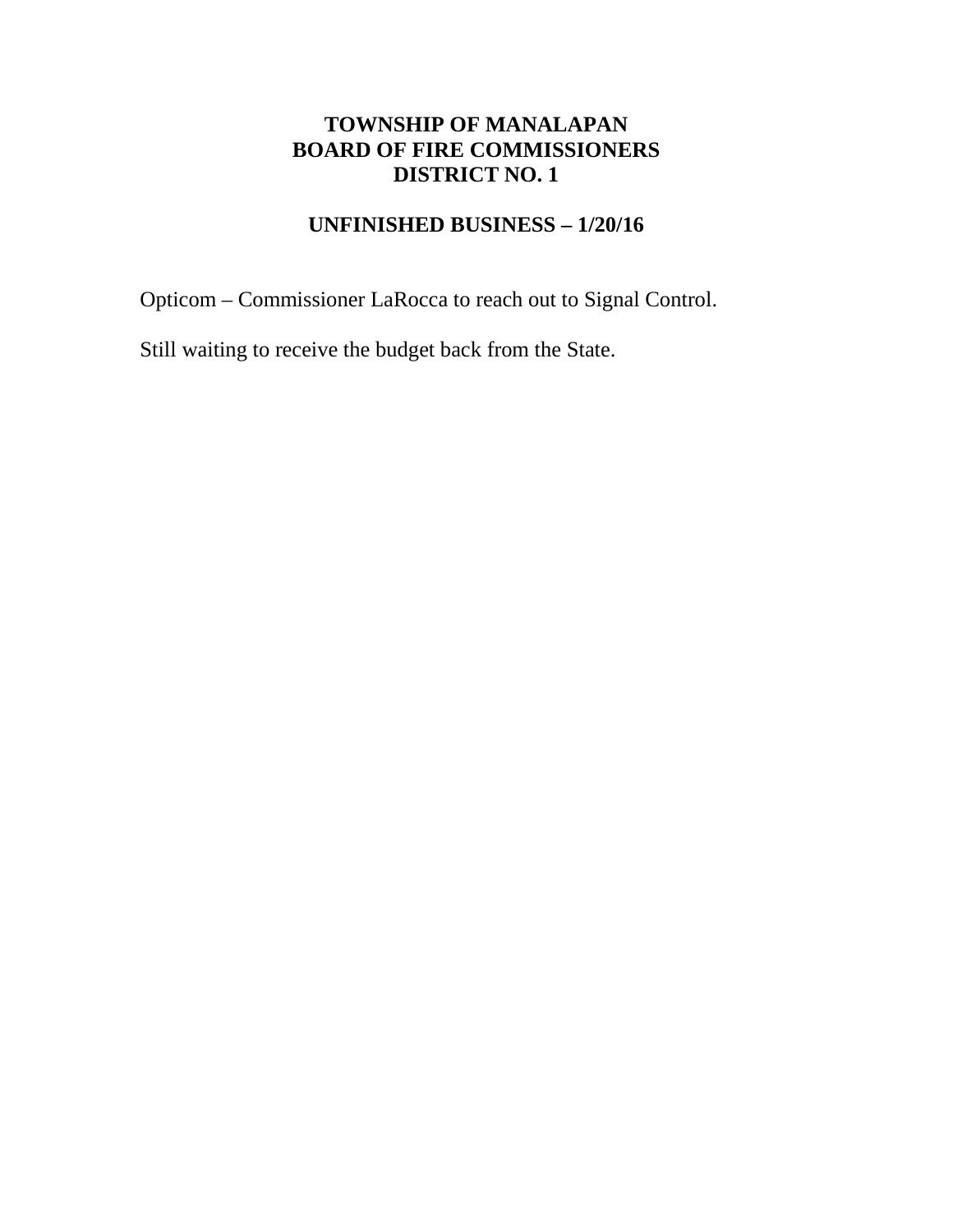# TOWNSHIP OF MANALAPAN
# BOARD OF FIRE COMMISSIONERS
# DISTRICT NO. 1

## UNFINISHED BUSINESS – 1/20/16

Opticom – Commissioner LaRocca to reach out to Signal Control.

Still waiting to receive the budget back from the State.